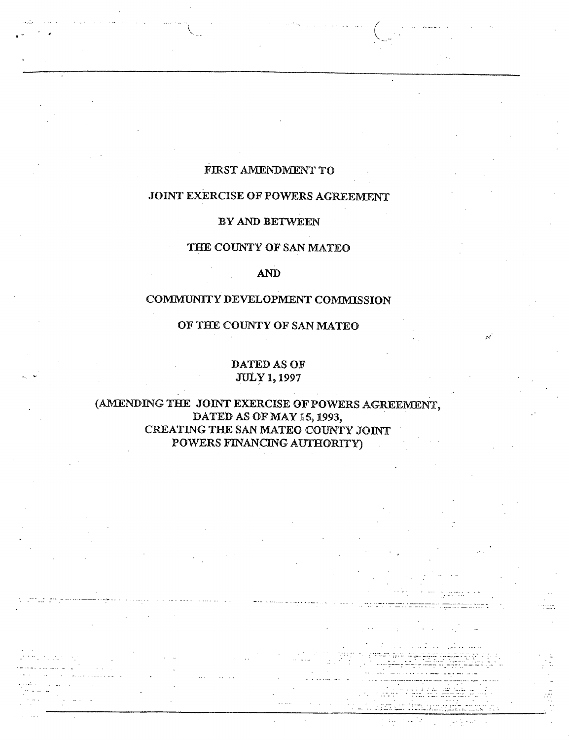# FIRST AMENDMENT TO

# JOINT EXERCISE OF POWERS AGREEMENT

BY AND BETWEEN

THE COUNTY OF SAN MATEO

AND

COMMUNITY DEVELOPMENT COMMISSION

OF THE COUNTY OF SAN MATEO

DATED AS OF
JULY 1, 1997

(AMENDING THE JOINT EXERCISE OF POWERS AGREEMENT,
DATED AS OF MAY 15, 1993,
CREATING THE SAN MATEO COUNTY JOINT
POWERS FINANCING AUTHORITY)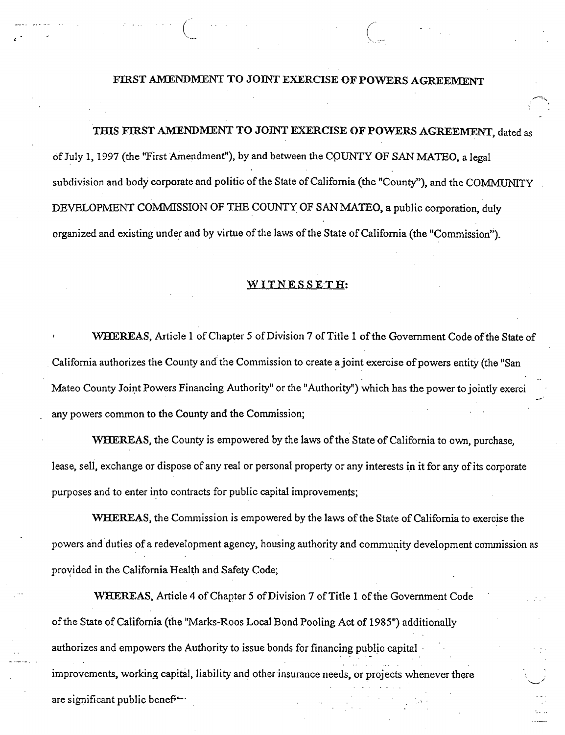# FIRST AMENDMENT TO JOINT EXERCISE OF POWERS AGREEMENT

**THIS FIRST AMENDMENT TO JOINT EXERCISE OF POWERS AGREEMENT**, dated as of July 1, 1997 (the "First Amendment"), by and between the COUNTY OF SAN MATEO, a legal subdivision and body corporate and politic of the State of California (the "County"), and the COMMUNITY DEVELOPMENT COMMISSION OF THE COUNTY OF SAN MATEO, a public corporation, duly organized and existing under and by virtue of the laws of the State of California (the "Commission").

## WITNESSETH:

WHEREAS, Article 1 of Chapter 5 of Division 7 of Title 1 of the Government Code of the State of California authorizes the County and the Commission to create a joint exercise of powers entity (the "San Mateo County Joint Powers Financing Authority" or the "Authority") which has the power to jointly exerci any powers common to the County and the Commission;

WHEREAS, the County is empowered by the laws of the State of California to own, purchase, lease, sell, exchange or dispose of any real or personal property or any interests in it for any of its corporate purposes and to enter into contracts for public capital improvements;

WHEREAS, the Commission is empowered by the laws of the State of California to exercise the powers and duties of a redevelopment agency, housing authority and community development commission as provided in the California Health and Safety Code;

WHEREAS, Article 4 of Chapter 5 of Division 7 of Title 1 of the Government Code of the State of California (the "Marks-Roos Local Bond Pooling Act of 1985") additionally authorizes and empowers the Authority to issue bonds for financing public capital improvements, working capital, liability and other insurance needs, or projects whenever there are significant public benef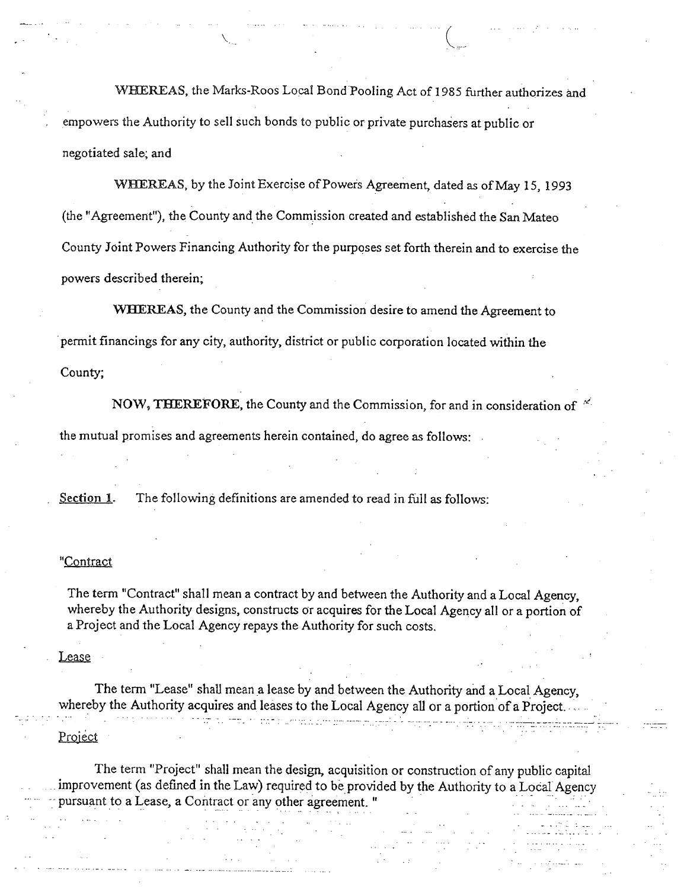WHEREAS, the Marks-Roos Local Bond Pooling Act of 1985 further authorizes and empowers the Authority to sell such bonds to public or private purchasers at public or negotiated sale; and

WHEREAS, by the Joint Exercise of Powers Agreement, dated as of May 15, 1993 (the "Agreement"), the County and the Commission created and established the San Mateo County Joint Powers Financing Authority for the purposes set forth therein and to exercise the powers described therein;

WHEREAS, the County and the Commission desire to amend the Agreement to permit financings for any city, authority, district or public corporation located within the County;

**NOW, THEREFORE**, the County and the Commission, for and in consideration of the mutual promises and agreements herein contained, do agree as follows:

Section 1. The following definitions are amended to read in full as follows:

"Contract

The term "Contract" shall mean a contract by and between the Authority and a Local Agency, whereby the Authority designs, constructs or acquires for the Local Agency all or a portion of a Project and the Local Agency repays the Authority for such costs.

Lease

The term "Lease" shall mean a lease by and between the Authority and a Local Agency, whereby the Authority acquires and leases to the Local Agency all or a portion of a Project.

Project

The term "Project" shall mean the design, acquisition or construction of any public capital improvement (as defined in the Law) required to be provided by the Authority to a Local Agency pursuant to a Lease, a Contract or any other agreement. "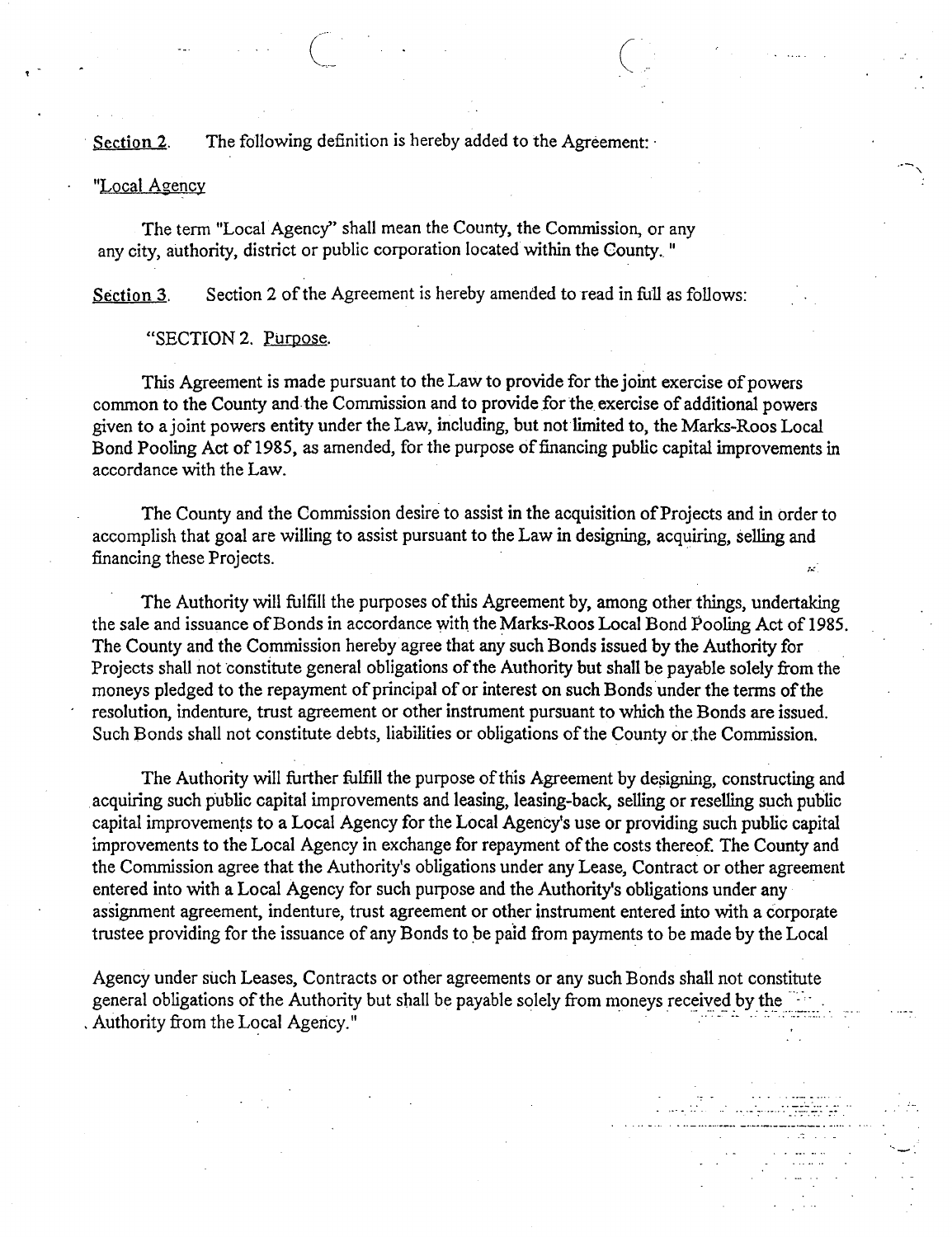Section 2. The following definition is hereby added to the Agreement:

"Local Agency

The term "Local Agency" shall mean the County, the Commission, or any any city, authority, district or public corporation located within the County. "

Section 3. Section 2 of the Agreement is hereby amended to read in full as follows:

"SECTION 2. Purpose.

This Agreement is made pursuant to the Law to provide for the joint exercise of powers common to the County and the Commission and to provide for the exercise of additional powers given to a joint powers entity under the Law, including, but not limited to, the Marks-Roos Local Bond Pooling Act of 1985, as amended, for the purpose of financing public capital improvements in accordance with the Law.

The County and the Commission desire to assist in the acquisition of Projects and in order to accomplish that goal are willing to assist pursuant to the Law in designing, acquiring, selling and financing these Projects.

The Authority will fulfill the purposes of this Agreement by, among other things, undertaking the sale and issuance of Bonds in accordance with the Marks-Roos Local Bond Pooling Act of 1985. The County and the Commission hereby agree that any such Bonds issued by the Authority for Projects shall not constitute general obligations of the Authority but shall be payable solely from the moneys pledged to the repayment of principal of or interest on such Bonds under the terms of the resolution, indenture, trust agreement or other instrument pursuant to which the Bonds are issued. Such Bonds shall not constitute debts, liabilities or obligations of the County or the Commission.

The Authority will further fulfill the purpose of this Agreement by designing, constructing and acquiring such public capital improvements and leasing, leasing-back, selling or reselling such public capital improvements to a Local Agency for the Local Agency's use or providing such public capital improvements to the Local Agency in exchange for repayment of the costs thereof. The County and the Commission agree that the Authority's obligations under any Lease, Contract or other agreement entered into with a Local Agency for such purpose and the Authority's obligations under any assignment agreement, indenture, trust agreement or other instrument entered into with a corporate trustee providing for the issuance of any Bonds to be paid from payments to be made by the Local Agency under such Leases, Contracts or other agreements or any such Bonds shall not constitute general obligations of the Authority but shall be payable solely from moneys received by the Authority from the Local Agency."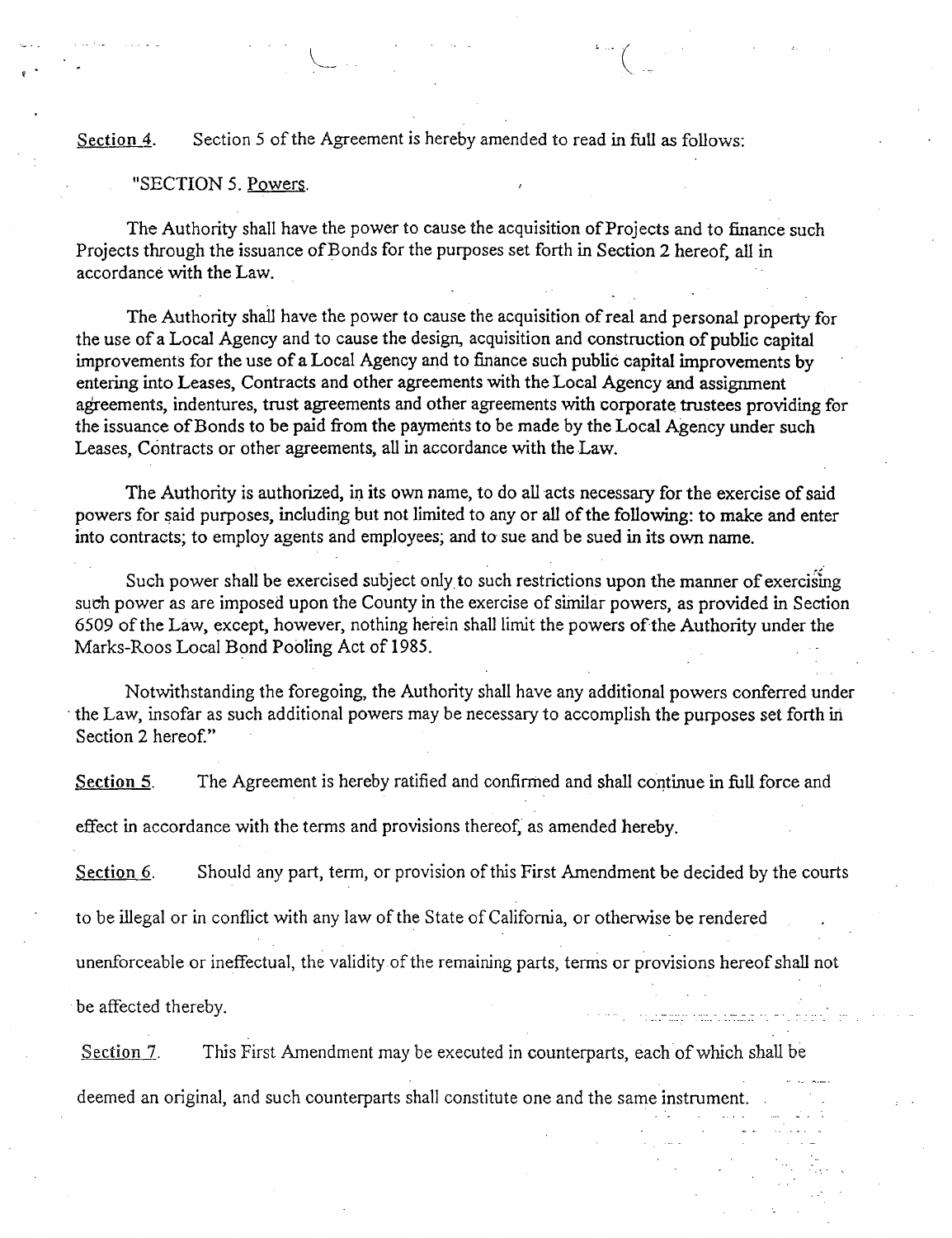Section 4. Section 5 of the Agreement is hereby amended to read in full as follows:

"SECTION 5. Powers.

The Authority shall have the power to cause the acquisition of Projects and to finance such Projects through the issuance of Bonds for the purposes set forth in Section 2 hereof, all in accordance with the Law.

The Authority shall have the power to cause the acquisition of real and personal property for the use of a Local Agency and to cause the design, acquisition and construction of public capital improvements for the use of a Local Agency and to finance such public capital improvements by entering into Leases, Contracts and other agreements with the Local Agency and assignment agreements, indentures, trust agreements and other agreements with corporate trustees providing for the issuance of Bonds to be paid from the payments to be made by the Local Agency under such Leases, Contracts or other agreements, all in accordance with the Law.

The Authority is authorized, in its own name, to do all acts necessary for the exercise of said powers for said purposes, including but not limited to any or all of the following: to make and enter into contracts; to employ agents and employees; and to sue and be sued in its own name.

Such power shall be exercised subject only to such restrictions upon the manner of exercising such power as are imposed upon the County in the exercise of similar powers, as provided in Section 6509 of the Law, except, however, nothing herein shall limit the powers of the Authority under the Marks-Roos Local Bond Pooling Act of 1985.

Notwithstanding the foregoing, the Authority shall have any additional powers conferred under the Law, insofar as such additional powers may be necessary to accomplish the purposes set forth in Section 2 hereof."

Section 5. The Agreement is hereby ratified and confirmed and shall continue in full force and effect in accordance with the terms and provisions thereof, as amended hereby.

Section 6. Should any part, term, or provision of this First Amendment be decided by the courts to be illegal or in conflict with any law of the State of California, or otherwise be rendered unenforceable or ineffectual, the validity of the remaining parts, terms or provisions hereof shall not be affected thereby.

Section 7. This First Amendment may be executed in counterparts, each of which shall be deemed an original, and such counterparts shall constitute one and the same instrument.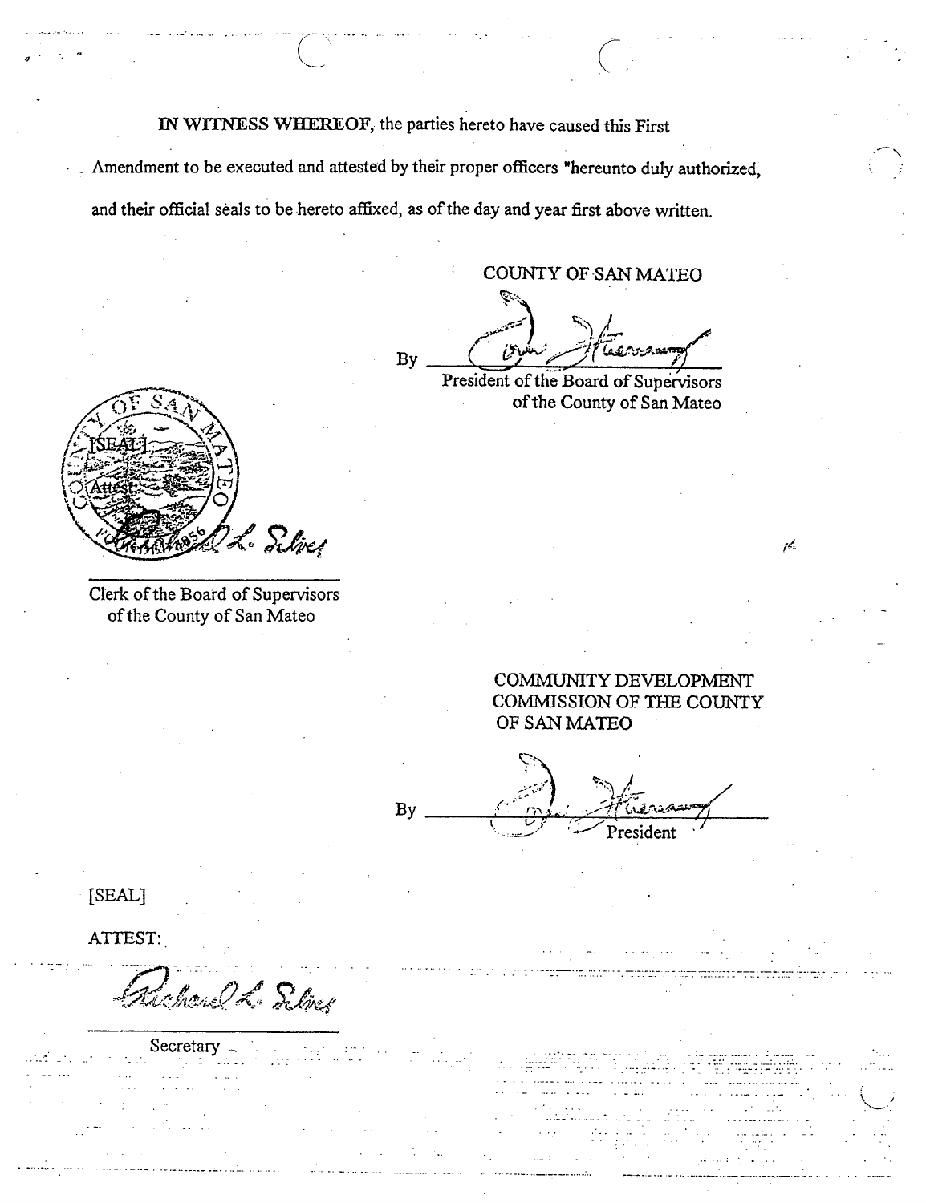**IN WITNESS WHEREOF,** the parties hereto have caused this First Amendment to be executed and attested by their proper officers "hereunto duly authorized, and their official seals to be hereto affixed, as of the day and year first above written.

COUNTY OF SAN MATEO

By ______________________
President of the Board of Supervisors of the County of San Mateo

[SEAL]

Attest:

______________________
Clerk of the Board of Supervisors of the County of San Mateo

COMMUNITY DEVELOPMENT COMMISSION OF THE COUNTY OF SAN MATEO

By ______________________
President

[SEAL]

ATTEST:

______________________
Secretary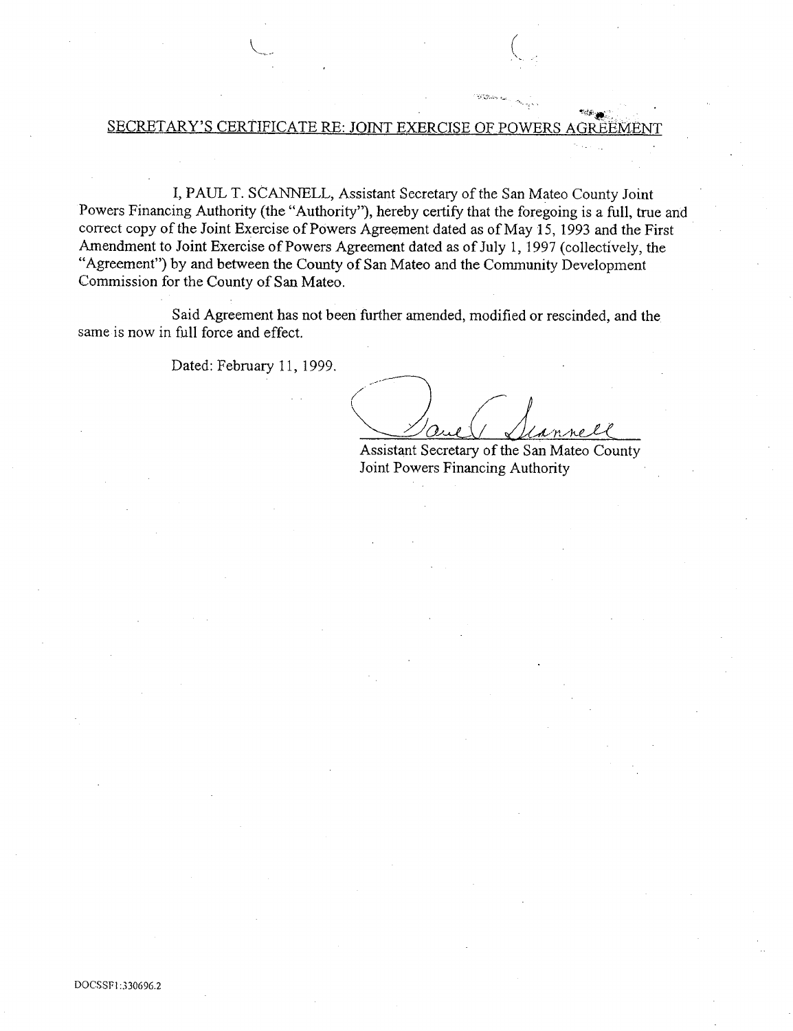# SECRETARY'S CERTIFICATE RE: JOINT EXERCISE OF POWERS AGREEMENT

I, PAUL T. SCANNELL, Assistant Secretary of the San Mateo County Joint Powers Financing Authority (the "Authority"), hereby certify that the foregoing is a full, true and correct copy of the Joint Exercise of Powers Agreement dated as of May 15, 1993 and the First Amendment to Joint Exercise of Powers Agreement dated as of July 1, 1997 (collectively, the "Agreement") by and between the County of San Mateo and the Community Development Commission for the County of San Mateo.

Said Agreement has not been further amended, modified or rescinded, and the same is now in full force and effect.

Dated: February 11, 1999.

Paul T. Scannell

Assistant Secretary of the San Mateo County Joint Powers Financing Authority

DOCSSF1:330696.2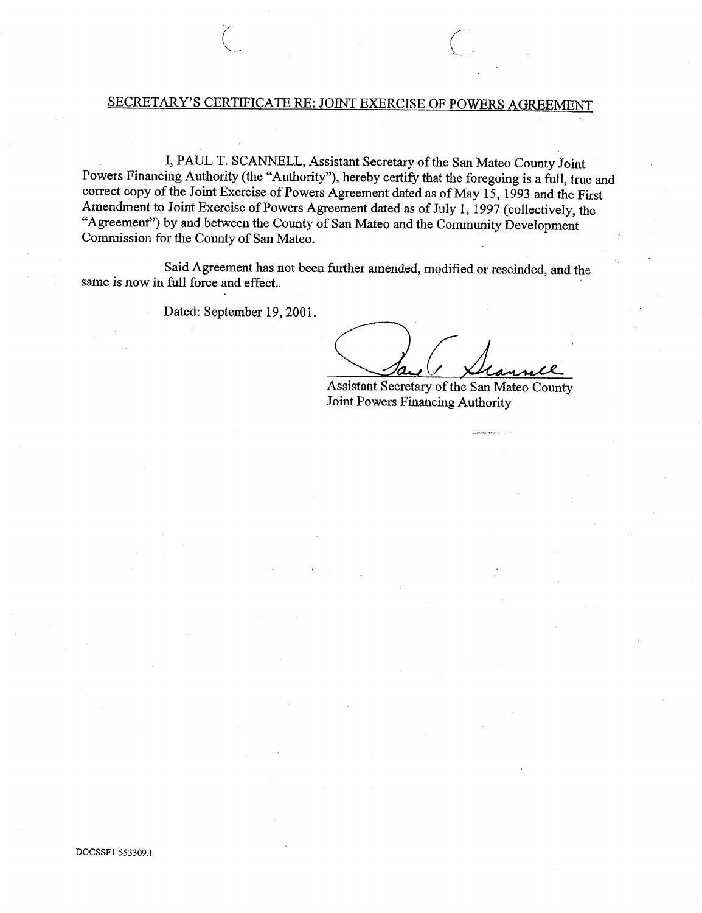## SECRETARY'S CERTIFICATE RE: JOINT EXERCISE OF POWERS AGREEMENT

I, PAUL T. SCANNELL, Assistant Secretary of the San Mateo County Joint Powers Financing Authority (the "Authority"), hereby certify that the foregoing is a full, true and correct copy of the Joint Exercise of Powers Agreement dated as of May 15, 1993 and the First Amendment to Joint Exercise of Powers Agreement dated as of July 1, 1997 (collectively, the "Agreement") by and between the County of San Mateo and the Community Development Commission for the County of San Mateo.

Said Agreement has not been further amended, modified or rescinded, and the same is now in full force and effect.

Dated: September 19, 2001.

Assistant Secretary of the San Mateo County
Joint Powers Financing Authority

DOCSSF1:553309.1